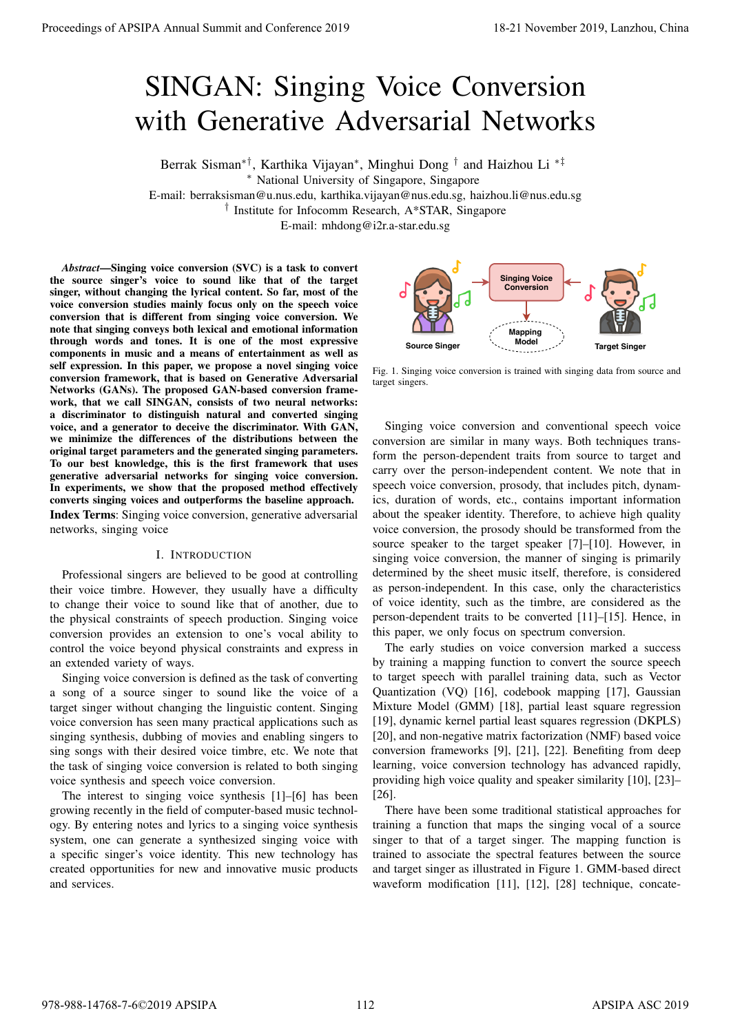# SINGAN: Singing Voice Conversion with Generative Adversarial Networks

Berrak Sisman[*†], Karthika Vijayan[*], Minghui Dong [†] and Haizhou Li [*‡]

[*] National University of Singapore, Singapore

E-mail: berraksisman@u.nus.edu, karthika.vijayan@nus.edu.sg, haizhou.li@nus.edu.sg

[†] Institute for Infocomm Research, A*STAR, Singapore

E-mail: mhdong@i2r.a-star.edu.sg

***Abstract*—Singing voice conversion (SVC) is a task to convert the source singer's voice to sound like that of the target singer, without changing the lyrical content. So far, most of the voice conversion studies mainly focus only on the speech voice conversion that is different from singing voice conversion. We note that singing conveys both lexical and emotional information through words and tones. It is one of the most expressive components in music and a means of entertainment as well as self expression. In this paper, we propose a novel singing voice conversion framework, that is based on Generative Adversarial Networks (GANs). The proposed GAN-based conversion framework, that we call SINGAN, consists of two neural networks: a discriminator to distinguish natural and converted singing voice, and a generator to deceive the discriminator. With GAN, we minimize the differences of the distributions between the original target parameters and the generated singing parameters. To our best knowledge, this is the first framework that uses generative adversarial networks for singing voice conversion. In experiments, we show that the proposed method effectively converts singing voices and outperforms the baseline approach.**

**Index Terms**: Singing voice conversion, generative adversarial networks, singing voice

## I. Introduction

Professional singers are believed to be good at controlling their voice timbre. However, they usually have a difficulty to change their voice to sound like that of another, due to the physical constraints of speech production. Singing voice conversion provides an extension to one's vocal ability to control the voice beyond physical constraints and express in an extended variety of ways.

Singing voice conversion is defined as the task of converting a song of a source singer to sound like the voice of a target singer without changing the linguistic content. Singing voice conversion has seen many practical applications such as singing synthesis, dubbing of movies and enabling singers to sing songs with their desired voice timbre, etc. We note that the task of singing voice conversion is related to both singing voice synthesis and speech voice conversion.

The interest to singing voice synthesis [1]–[6] has been growing recently in the field of computer-based music technology. By entering notes and lyrics to a singing voice synthesis system, one can generate a synthesized singing voice with a specific singer's voice identity. This new technology has created opportunities for new and innovative music products and services.

Fig. 1. Singing voice conversion is trained with singing data from source and target singers.

Singing voice conversion and conventional speech voice conversion are similar in many ways. Both techniques transform the person-dependent traits from source to target and carry over the person-independent content. We note that in speech voice conversion, prosody, that includes pitch, dynamics, duration of words, etc., contains important information about the speaker identity. Therefore, to achieve high quality voice conversion, the prosody should be transformed from the source speaker to the target speaker [7]–[10]. However, in singing voice conversion, the manner of singing is primarily determined by the sheet music itself, therefore, is considered as person-independent. In this case, only the characteristics of voice identity, such as the timbre, are considered as the person-dependent traits to be converted [11]–[15]. Hence, in this paper, we only focus on spectrum conversion.

The early studies on voice conversion marked a success by training a mapping function to convert the source speech to target speech with parallel training data, such as Vector Quantization (VQ) [16], codebook mapping [17], Gaussian Mixture Model (GMM) [18], partial least square regression [19], dynamic kernel partial least squares regression (DKPLS) [20], and non-negative matrix factorization (NMF) based voice conversion frameworks [9], [21], [22]. Benefiting from deep learning, voice conversion technology has advanced rapidly, providing high voice quality and speaker similarity [10], [23]–[26].

There have been some traditional statistical approaches for training a function that maps the singing vocal of a source singer to that of a target singer. The mapping function is trained to associate the spectral features between the source and target singer as illustrated in Figure 1. GMM-based direct waveform modification [11], [12], [28] technique, concate-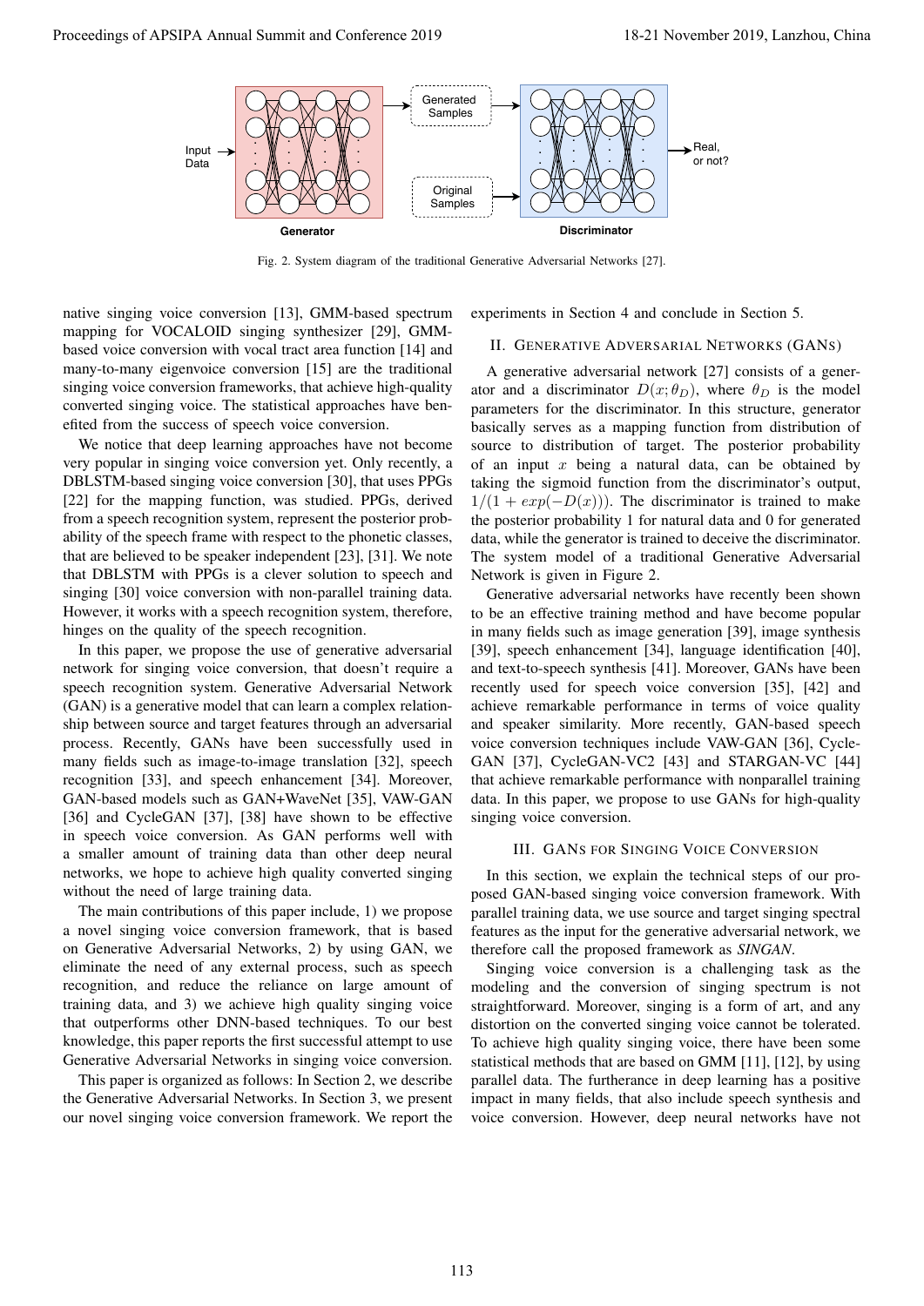Fig. 2. System diagram of the traditional Generative Adversarial Networks [27].

native singing voice conversion [13], GMM-based spectrum mapping for VOCALOID singing synthesizer [29], GMM-based voice conversion with vocal tract area function [14] and many-to-many eigenvoice conversion [15] are the traditional singing voice conversion frameworks, that achieve high-quality converted singing voice. The statistical approaches have benefited from the success of speech voice conversion.

We notice that deep learning approaches have not become very popular in singing voice conversion yet. Only recently, a DBLSTM-based singing voice conversion [30], that uses PPGs [22] for the mapping function, was studied. PPGs, derived from a speech recognition system, represent the posterior probability of the speech frame with respect to the phonetic classes, that are believed to be speaker independent [23], [31]. We note that DBLSTM with PPGs is a clever solution to speech and singing [30] voice conversion with non-parallel training data. However, it works with a speech recognition system, therefore, hinges on the quality of the speech recognition.

In this paper, we propose the use of generative adversarial network for singing voice conversion, that doesn't require a speech recognition system. Generative Adversarial Network (GAN) is a generative model that can learn a complex relationship between source and target features through an adversarial process. Recently, GANs have been successfully used in many fields such as image-to-image translation [32], speech recognition [33], and speech enhancement [34]. Moreover, GAN-based models such as GAN+WaveNet [35], VAW-GAN [36] and CycleGAN [37], [38] have shown to be effective in speech voice conversion. As GAN performs well with a smaller amount of training data than other deep neural networks, we hope to achieve high quality converted singing without the need of large training data.

The main contributions of this paper include, 1) we propose a novel singing voice conversion framework, that is based on Generative Adversarial Networks, 2) by using GAN, we eliminate the need of any external process, such as speech recognition, and reduce the reliance on large amount of training data, and 3) we achieve high quality singing voice that outperforms other DNN-based techniques. To our best knowledge, this paper reports the first successful attempt to use Generative Adversarial Networks in singing voice conversion.

This paper is organized as follows: In Section 2, we describe the Generative Adversarial Networks. In Section 3, we present our novel singing voice conversion framework. We report the experiments in Section 4 and conclude in Section 5.

## II. Generative Adversarial Networks (GANs)

A generative adversarial network [27] consists of a generator and a discriminator $D(x; \theta_D)$, where $\theta_D$ is the model parameters for the discriminator. In this structure, generator basically serves as a mapping function from distribution of source to distribution of target. The posterior probability of an input $x$ being a natural data, can be obtained by taking the sigmoid function from the discriminator's output, $1/(1 + exp(-D(x)))$. The discriminator is trained to make the posterior probability 1 for natural data and 0 for generated data, while the generator is trained to deceive the discriminator. The system model of a traditional Generative Adversarial Network is given in Figure 2.

Generative adversarial networks have recently been shown to be an effective training method and have become popular in many fields such as image generation [39], image synthesis [39], speech enhancement [34], language identification [40], and text-to-speech synthesis [41]. Moreover, GANs have been recently used for speech voice conversion [35], [42] and achieve remarkable performance in terms of voice quality and speaker similarity. More recently, GAN-based speech voice conversion techniques include VAW-GAN [36], Cycle-GAN [37], CycleGAN-VC2 [43] and STARGAN-VC [44] that achieve remarkable performance with nonparallel training data. In this paper, we propose to use GANs for high-quality singing voice conversion.

## III. GANs for Singing Voice Conversion

In this section, we explain the technical steps of our proposed GAN-based singing voice conversion framework. With parallel training data, we use source and target singing spectral features as the input for the generative adversarial network, we therefore call the proposed framework as *SINGAN*.

Singing voice conversion is a challenging task as the modeling and the conversion of singing spectrum is not straightforward. Moreover, singing is a form of art, and any distortion on the converted singing voice cannot be tolerated. To achieve high quality singing voice, there have been some statistical methods that are based on GMM [11], [12], by using parallel data. The furtherance in deep learning has a positive impact in many fields, that also include speech synthesis and voice conversion. However, deep neural networks have not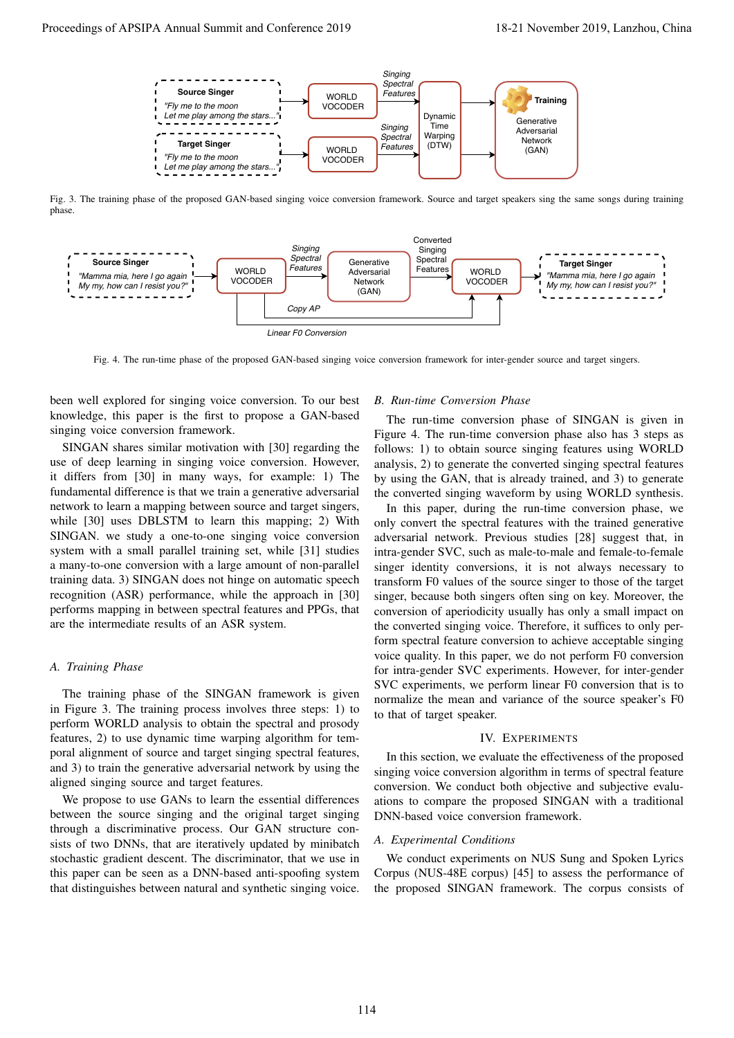Fig. 3. The training phase of the proposed GAN-based singing voice conversion framework. Source and target speakers sing the same songs during training phase.

Fig. 4. The run-time phase of the proposed GAN-based singing voice conversion framework for inter-gender source and target singers.

been well explored for singing voice conversion. To our best knowledge, this paper is the first to propose a GAN-based singing voice conversion framework.

SINGAN shares similar motivation with [30] regarding the use of deep learning in singing voice conversion. However, it differs from [30] in many ways, for example: 1) The fundamental difference is that we train a generative adversarial network to learn a mapping between source and target singers, while [30] uses DBLSTM to learn this mapping; 2) With SINGAN. we study a one-to-one singing voice conversion system with a small parallel training set, while [31] studies a many-to-one conversion with a large amount of non-parallel training data. 3) SINGAN does not hinge on automatic speech recognition (ASR) performance, while the approach in [30] performs mapping in between spectral features and PPGs, that are the intermediate results of an ASR system.

### A. Training Phase

The training phase of the SINGAN framework is given in Figure 3. The training process involves three steps: 1) to perform WORLD analysis to obtain the spectral and prosody features, 2) to use dynamic time warping algorithm for temporal alignment of source and target singing spectral features, and 3) to train the generative adversarial network by using the aligned singing source and target features.

We propose to use GANs to learn the essential differences between the source singing and the original target singing through a discriminative process. Our GAN structure consists of two DNNs, that are iteratively updated by minibatch stochastic gradient descent. The discriminator, that we use in this paper can be seen as a DNN-based anti-spoofing system that distinguishes between natural and synthetic singing voice.

### B. Run-time Conversion Phase

The run-time conversion phase of SINGAN is given in Figure 4. The run-time conversion phase also has 3 steps as follows: 1) to obtain source singing features using WORLD analysis, 2) to generate the converted singing spectral features by using the GAN, that is already trained, and 3) to generate the converted singing waveform by using WORLD synthesis.

In this paper, during the run-time conversion phase, we only convert the spectral features with the trained generative adversarial network. Previous studies [28] suggest that, in intra-gender SVC, such as male-to-male and female-to-female singer identity conversions, it is not always necessary to transform F0 values of the source singer to those of the target singer, because both singers often sing on key. Moreover, the conversion of aperiodicity usually has only a small impact on the converted singing voice. Therefore, it suffices to only perform spectral feature conversion to achieve acceptable singing voice quality. In this paper, we do not perform F0 conversion for intra-gender SVC experiments. However, for inter-gender SVC experiments, we perform linear F0 conversion that is to normalize the mean and variance of the source speaker's F0 to that of target speaker.

## IV. Experiments

In this section, we evaluate the effectiveness of the proposed singing voice conversion algorithm in terms of spectral feature conversion. We conduct both objective and subjective evaluations to compare the proposed SINGAN with a traditional DNN-based voice conversion framework.

### A. Experimental Conditions

We conduct experiments on NUS Sung and Spoken Lyrics Corpus (NUS-48E corpus) [45] to assess the performance of the proposed SINGAN framework. The corpus consists of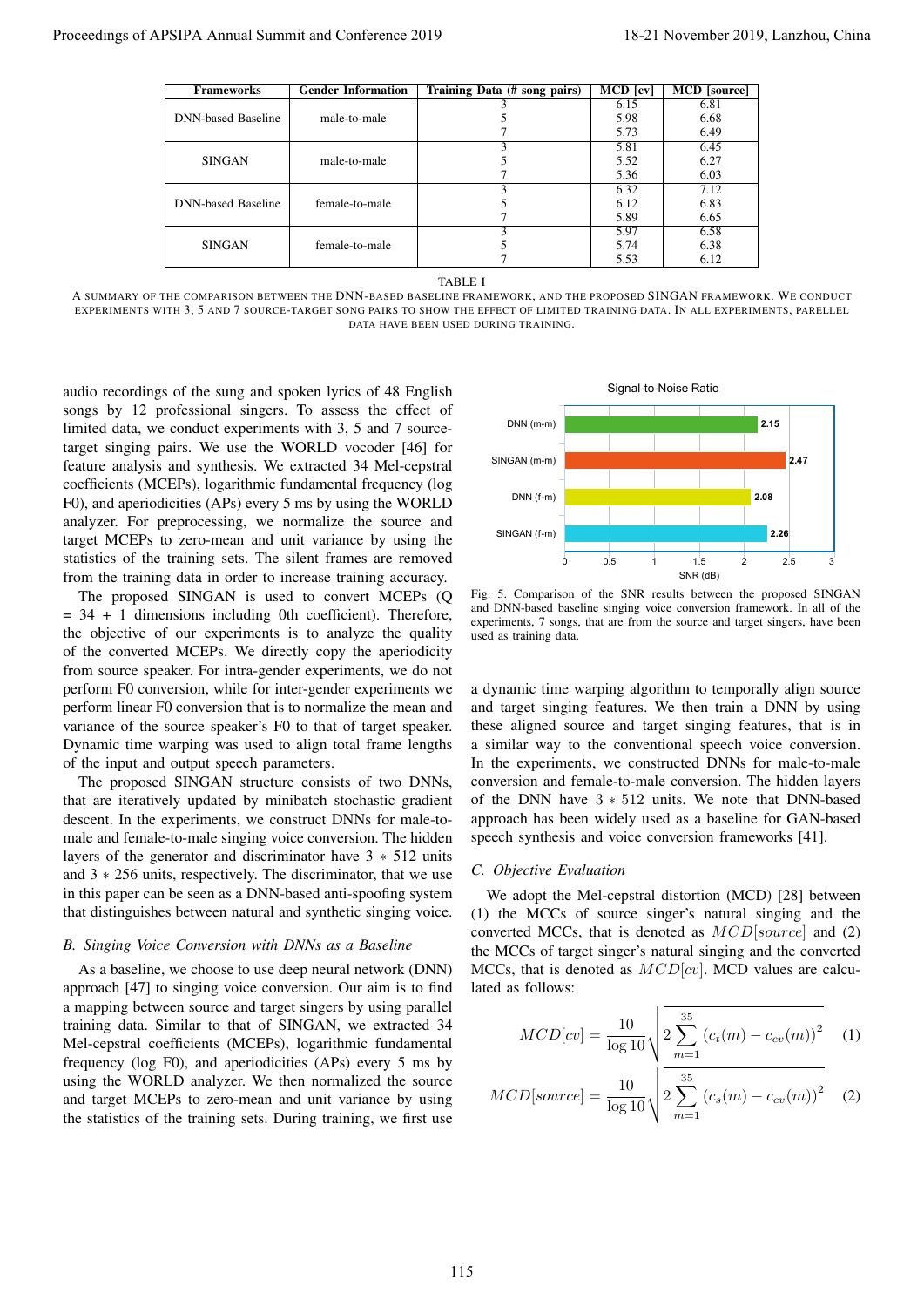| Frameworks | Gender Information | Training Data (# song pairs) | MCD [cv] | MCD [source] |
|---|---|---|---|---|
| DNN-based Baseline | male-to-male | 3 | 6.15 | 6.81 |
| | | 5 | 5.98 | 6.68 |
| | | 7 | 5.73 | 6.49 |
| SINGAN | male-to-male | 3 | 5.81 | 6.45 |
| | | 5 | 5.52 | 6.27 |
| | | 7 | 5.36 | 6.03 |
| DNN-based Baseline | female-to-male | 3 | 6.32 | 7.12 |
| | | 5 | 6.12 | 6.83 |
| | | 7 | 5.89 | 6.65 |
| SINGAN | female-to-male | 3 | 5.97 | 6.58 |
| | | 5 | 5.74 | 6.38 |
| | | 7 | 5.53 | 6.12 |

TABLE I

A SUMMARY OF THE COMPARISON BETWEEN THE DNN-BASED BASELINE FRAMEWORK, AND THE PROPOSED SINGAN FRAMEWORK. WE CONDUCT EXPERIMENTS WITH 3, 5 AND 7 SOURCE-TARGET SONG PAIRS TO SHOW THE EFFECT OF LIMITED TRAINING DATA. IN ALL EXPERIMENTS, PARELLEL DATA HAVE BEEN USED DURING TRAINING.

audio recordings of the sung and spoken lyrics of 48 English songs by 12 professional singers. To assess the effect of limited data, we conduct experiments with 3, 5 and 7 source-target singing pairs. We use the WORLD vocoder [46] for feature analysis and synthesis. We extracted 34 Mel-cepstral coefficients (MCEPs), logarithmic fundamental frequency (log F0), and aperiodicities (APs) every 5 ms by using the WORLD analyzer. For preprocessing, we normalize the source and target MCEPs to zero-mean and unit variance by using the statistics of the training sets. The silent frames are removed from the training data in order to increase training accuracy.

The proposed SINGAN is used to convert MCEPs (Q = 34 + 1 dimensions including 0th coefficient). Therefore, the objective of our experiments is to analyze the quality of the converted MCEPs. We directly copy the aperiodicity from source speaker. For intra-gender experiments, we do not perform F0 conversion, while for inter-gender experiments we perform linear F0 conversion that is to normalize the mean and variance of the source speaker's F0 to that of target speaker. Dynamic time warping was used to align total frame lengths of the input and output speech parameters.

The proposed SINGAN structure consists of two DNNs, that are iteratively updated by minibatch stochastic gradient descent. In the experiments, we construct DNNs for male-to-male and female-to-male singing voice conversion. The hidden layers of the generator and discriminator have $3 * 512$ units and $3 * 256$ units, respectively. The discriminator, that we use in this paper can be seen as a DNN-based anti-spoofing system that distinguishes between natural and synthetic singing voice.

### *B. Singing Voice Conversion with DNNs as a Baseline*

As a baseline, we choose to use deep neural network (DNN) approach [47] to singing voice conversion. Our aim is to find a mapping between source and target singers by using parallel training data. Similar to that of SINGAN, we extracted 34 Mel-cepstral coefficients (MCEPs), logarithmic fundamental frequency (log F0), and aperiodicities (APs) every 5 ms by using the WORLD analyzer. We then normalized the source and target MCEPs to zero-mean and unit variance by using the statistics of the training sets. During training, we first use a dynamic time warping algorithm to temporally align source and target singing features. We then train a DNN by using these aligned source and target singing features, that is in a similar way to the conventional speech voice conversion. In the experiments, we constructed DNNs for male-to-male conversion and female-to-male conversion. The hidden layers of the DNN have $3 * 512$ units. We note that DNN-based approach has been widely used as a baseline for GAN-based speech synthesis and voice conversion frameworks [41].

Fig. 5. Comparison of the SNR results between the proposed SINGAN and DNN-based baseline singing voice conversion framework. In all of the experiments, 7 songs, that are from the source and target singers, have been used as training data.

### *C. Objective Evaluation*

We adopt the Mel-cepstral distortion (MCD) [28] between (1) the MCCs of source singer's natural singing and the converted MCCs, that is denoted as $MCD[source]$ and (2) the MCCs of target singer's natural singing and the converted MCCs, that is denoted as $MCD[cv]$. MCD values are calculated as follows:

$$MCD[cv] = \frac{10}{\log 10}\sqrt{2\sum_{m=1}^{35}\left(c_t(m) - c_{cv}(m)\right)^2} \quad (1)$$

$$MCD[source] = \frac{10}{\log 10}\sqrt{2\sum_{m=1}^{35}\left(c_s(m) - c_{cv}(m)\right)^2} \quad (2)$$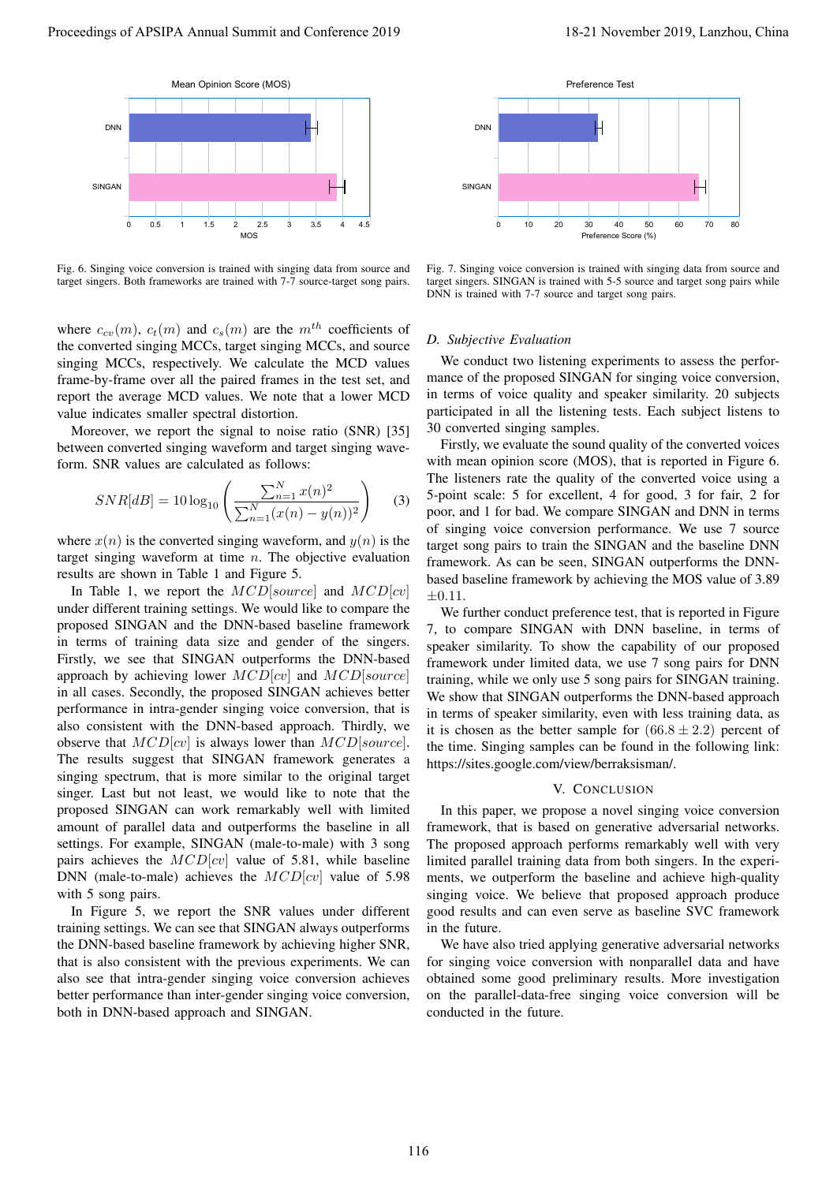Fig. 6. Singing voice conversion is trained with singing data from source and target singers. Both frameworks are trained with 7-7 source-target song pairs.

Fig. 7. Singing voice conversion is trained with singing data from source and target singers. SINGAN is trained with 5-5 source and target song pairs while DNN is trained with 7-7 source and target song pairs.

where $c_{cv}(m)$, $c_t(m)$ and $c_s(m)$ are the $m^{th}$ coefficients of the converted singing MCCs, target singing MCCs, and source singing MCCs, respectively. We calculate the MCD values frame-by-frame over all the paired frames in the test set, and report the average MCD values. We note that a lower MCD value indicates smaller spectral distortion.

Moreover, we report the signal to noise ratio (SNR) [35] between converted singing waveform and target singing waveform. SNR values are calculated as follows:

$$SNR[dB] = 10\log_{10}\left(\frac{\sum_{n=1}^{N} x(n)^2}{\sum_{n=1}^{N}(x(n) - y(n))^2}\right) \qquad (3)$$

where $x(n)$ is the converted singing waveform, and $y(n)$ is the target singing waveform at time $n$. The objective evaluation results are shown in Table 1 and Figure 5.

In Table 1, we report the $MCD[source]$ and $MCD[cv]$ under different training settings. We would like to compare the proposed SINGAN and the DNN-based baseline framework in terms of training data size and gender of the singers. Firstly, we see that SINGAN outperforms the DNN-based approach by achieving lower $MCD[cv]$ and $MCD[source]$ in all cases. Secondly, the proposed SINGAN achieves better performance in intra-gender singing voice conversion, that is also consistent with the DNN-based approach. Thirdly, we observe that $MCD[cv]$ is always lower than $MCD[source]$. The results suggest that SINGAN framework generates a singing spectrum, that is more similar to the original target singer. Last but not least, we would like to note that the proposed SINGAN can work remarkably well with limited amount of parallel data and outperforms the baseline in all settings. For example, SINGAN (male-to-male) with 3 song pairs achieves the $MCD[cv]$ value of 5.81, while baseline DNN (male-to-male) achieves the $MCD[cv]$ value of 5.98 with 5 song pairs.

In Figure 5, we report the SNR values under different training settings. We can see that SINGAN always outperforms the DNN-based baseline framework by achieving higher SNR, that is also consistent with the previous experiments. We can also see that intra-gender singing voice conversion achieves better performance than inter-gender singing voice conversion, both in DNN-based approach and SINGAN.

### D. Subjective Evaluation

We conduct two listening experiments to assess the performance of the proposed SINGAN for singing voice conversion, in terms of voice quality and speaker similarity. 20 subjects participated in all the listening tests. Each subject listens to 30 converted singing samples.

Firstly, we evaluate the sound quality of the converted voices with mean opinion score (MOS), that is reported in Figure 6. The listeners rate the quality of the converted voice using a 5-point scale: 5 for excellent, 4 for good, 3 for fair, 2 for poor, and 1 for bad. We compare SINGAN and DNN in terms of singing voice conversion performance. We use 7 source target song pairs to train the SINGAN and the baseline DNN framework. As can be seen, SINGAN outperforms the DNN-based baseline framework by achieving the MOS value of 3.89 $\pm 0.11$.

We further conduct preference test, that is reported in Figure 7, to compare SINGAN with DNN baseline, in terms of speaker similarity. To show the capability of our proposed framework under limited data, we use 7 song pairs for DNN training, while we only use 5 song pairs for SINGAN training. We show that SINGAN outperforms the DNN-based approach in terms of speaker similarity, even with less training data, as it is chosen as the better sample for $(66.8 \pm 2.2)$ percent of the time. Singing samples can be found in the following link: https://sites.google.com/view/berraksisman/.

## V. Conclusion

In this paper, we propose a novel singing voice conversion framework, that is based on generative adversarial networks. The proposed approach performs remarkably well with very limited parallel training data from both singers. In the experiments, we outperform the baseline and achieve high-quality singing voice. We believe that proposed approach produce good results and can even serve as baseline SVC framework in the future.

We have also tried applying generative adversarial networks for singing voice conversion with nonparallel data and have obtained some good preliminary results. More investigation on the parallel-data-free singing voice conversion will be conducted in the future.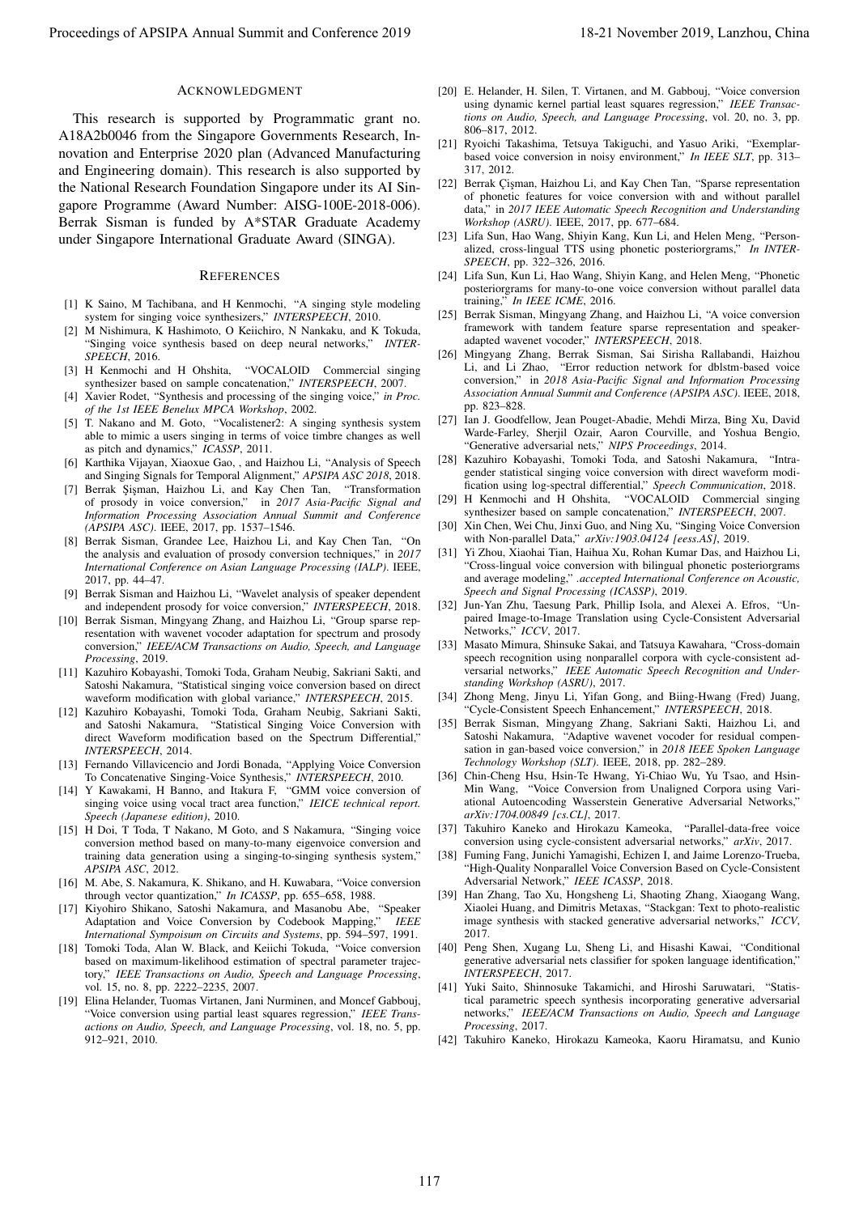## ACKNOWLEDGMENT

This research is supported by Programmatic grant no. A18A2b0046 from the Singapore Governments Research, Innovation and Enterprise 2020 plan (Advanced Manufacturing and Engineering domain). This research is also supported by the National Research Foundation Singapore under its AI Singapore Programme (Award Number: AISG-100E-2018-006). Berrak Sisman is funded by A*STAR Graduate Academy under Singapore International Graduate Award (SINGA).

## REFERENCES

[1] K Saino, M Tachibana, and H Kenmochi, "A singing style modeling system for singing voice synthesizers," *INTERSPEECH*, 2010.

[2] M Nishimura, K Hashimoto, O Keiichiro, N Nankaku, and K Tokuda, "Singing voice synthesis based on deep neural networks," *INTERSPEECH*, 2016.

[3] H Kenmochi and H Ohshita, "VOCALOID Commercial singing synthesizer based on sample concatenation," *INTERSPEECH*, 2007.

[4] Xavier Rodet, "Synthesis and processing of the singing voice," *in Proc. of the 1st IEEE Benelux MPCA Workshop*, 2002.

[5] T. Nakano and M. Goto, "Vocalistener2: A singing synthesis system able to mimic a users singing in terms of voice timbre changes as well as pitch and dynamics," *ICASSP*, 2011.

[6] Karthika Vijayan, Xiaoxue Gao, , and Haizhou Li, "Analysis of Speech and Singing Signals for Temporal Alignment," *APSIPA ASC 2018*, 2018.

[7] Berrak Şişman, Haizhou Li, and Kay Chen Tan, "Transformation of prosody in voice conversion," in *2017 Asia-Pacific Signal and Information Processing Association Annual Summit and Conference (APSIPA ASC)*. IEEE, 2017, pp. 1537–1546.

[8] Berrak Sisman, Grandee Lee, Haizhou Li, and Kay Chen Tan, "On the analysis and evaluation of prosody conversion techniques," in *2017 International Conference on Asian Language Processing (IALP)*. IEEE, 2017, pp. 44–47.

[9] Berrak Sisman and Haizhou Li, "Wavelet analysis of speaker dependent and independent prosody for voice conversion," *INTERSPEECH*, 2018.

[10] Berrak Sisman, Mingyang Zhang, and Haizhou Li, "Group sparse representation with wavenet vocoder adaptation for spectrum and prosody conversion," *IEEE/ACM Transactions on Audio, Speech, and Language Processing*, 2019.

[11] Kazuhiro Kobayashi, Tomoki Toda, Graham Neubig, Sakriani Sakti, and Satoshi Nakamura, "Statistical singing voice conversion based on direct waveform modification with global variance," *INTERSPEECH*, 2015.

[12] Kazuhiro Kobayashi, Tomoki Toda, Graham Neubig, Sakriani Sakti, and Satoshi Nakamura, "Statistical Singing Voice Conversion with direct Waveform modification based on the Spectrum Differential," *INTERSPEECH*, 2014.

[13] Fernando Villavicencio and Jordi Bonada, "Applying Voice Conversion To Concatenative Singing-Voice Synthesis," *INTERSPEECH*, 2010.

[14] Y Kawakami, H Banno, and Itakura F, "GMM voice conversion of singing voice using vocal tract area function," *IEICE technical report. Speech (Japanese edition)*, 2010.

[15] H Doi, T Toda, T Nakano, M Goto, and S Nakamura, "Singing voice conversion method based on many-to-many eigenvoice conversion and training data generation using a singing-to-singing synthesis system," *APSIPA ASC*, 2012.

[16] M. Abe, S. Nakamura, K. Shikano, and H. Kuwabara, "Voice conversion through vector quantization," *In ICASSP*, pp. 655–658, 1988.

[17] Kiyohiro Shikano, Satoshi Nakamura, and Masanobu Abe, "Speaker Adaptation and Voice Conversion by Codebook Mapping," *IEEE International Sympoisum on Circuits and Systems*, pp. 594–597, 1991.

[18] Tomoki Toda, Alan W. Black, and Keiichi Tokuda, "Voice conversion based on maximum-likelihood estimation of spectral parameter trajectory," *IEEE Transactions on Audio, Speech and Language Processing*, vol. 15, no. 8, pp. 2222–2235, 2007.

[19] Elina Helander, Tuomas Virtanen, Jani Nurminen, and Moncef Gabbouj, "Voice conversion using partial least squares regression," *IEEE Transactions on Audio, Speech, and Language Processing*, vol. 18, no. 5, pp. 912–921, 2010.

[20] E. Helander, H. Silen, T. Virtanen, and M. Gabbouj, "Voice conversion using dynamic kernel partial least squares regression," *IEEE Transactions on Audio, Speech, and Language Processing*, vol. 20, no. 3, pp. 806–817, 2012.

[21] Ryoichi Takashima, Tetsuya Takiguchi, and Yasuo Ariki, "Exemplar-based voice conversion in noisy environment," *In IEEE SLT*, pp. 313–317, 2012.

[22] Berrak Çişman, Haizhou Li, and Kay Chen Tan, "Sparse representation of phonetic features for voice conversion with and without parallel data," in *2017 IEEE Automatic Speech Recognition and Understanding Workshop (ASRU)*. IEEE, 2017, pp. 677–684.

[23] Lifa Sun, Hao Wang, Shiyin Kang, Kun Li, and Helen Meng, "Personalized, cross-lingual TTS using phonetic posteriorgrams," *In INTERSPEECH*, pp. 322–326, 2016.

[24] Lifa Sun, Kun Li, Hao Wang, Shiyin Kang, and Helen Meng, "Phonetic posteriorgrams for many-to-one voice conversion without parallel data training," *In IEEE ICME*, 2016.

[25] Berrak Sisman, Mingyang Zhang, and Haizhou Li, "A voice conversion framework with tandem feature sparse representation and speaker-adapted wavenet vocoder," *INTERSPEECH*, 2018.

[26] Mingyang Zhang, Berrak Sisman, Sai Sirisha Rallabandi, Haizhou Li, and Li Zhao, "Error reduction network for dblstm-based voice conversion," in *2018 Asia-Pacific Signal and Information Processing Association Annual Summit and Conference (APSIPA ASC)*. IEEE, 2018, pp. 823–828.

[27] Ian J. Goodfellow, Jean Pouget-Abadie, Mehdi Mirza, Bing Xu, David Warde-Farley, Sherjil Ozair, Aaron Courville, and Yoshua Bengio, "Generative adversarial nets," *NIPS Proceedings*, 2014.

[28] Kazuhiro Kobayashi, Tomoki Toda, and Satoshi Nakamura, "Intra-gender statistical singing voice conversion with direct waveform modification using log-spectral differential," *Speech Communication*, 2018.

[29] H Kenmochi and H Ohshita, "VOCALOID Commercial singing synthesizer based on sample concatenation," *INTERSPEECH*, 2007.

[30] Xin Chen, Wei Chu, Jinxi Guo, and Ning Xu, "Singing Voice Conversion with Non-parallel Data," *arXiv:1903.04124 [eess.AS]*, 2019.

[31] Yi Zhou, Xiaohai Tian, Haihua Xu, Rohan Kumar Das, and Haizhou Li, "Cross-lingual voice conversion with bilingual phonetic posteriorgrams and average modeling," *.accepted International Conference on Acoustic, Speech and Signal Processing (ICASSP)*, 2019.

[32] Jun-Yan Zhu, Taesung Park, Phillip Isola, and Alexei A. Efros, "Unpaired Image-to-Image Translation using Cycle-Consistent Adversarial Networks," *ICCV*, 2017.

[33] Masato Mimura, Shinsuke Sakai, and Tatsuya Kawahara, "Cross-domain speech recognition using nonparallel corpora with cycle-consistent adversarial networks," *IEEE Automatic Speech Recognition and Understanding Workshop (ASRU)*, 2017.

[34] Zhong Meng, Jinyu Li, Yifan Gong, and Biing-Hwang (Fred) Juang, "Cycle-Consistent Speech Enhancement," *INTERSPEECH*, 2018.

[35] Berrak Sisman, Mingyang Zhang, Sakriani Sakti, Haizhou Li, and Satoshi Nakamura, "Adaptive wavenet vocoder for residual compensation in gan-based voice conversion," in *2018 IEEE Spoken Language Technology Workshop (SLT)*. IEEE, 2018, pp. 282–289.

[36] Chin-Cheng Hsu, Hsin-Te Hwang, Yi-Chiao Wu, Yu Tsao, and Hsin-Min Wang, "Voice Conversion from Unaligned Corpora using Variational Autoencoding Wasserstein Generative Adversarial Networks," *arXiv:1704.00849 [cs.CL]*, 2017.

[37] Takuhiro Kaneko and Hirokazu Kameoka, "Parallel-data-free voice conversion using cycle-consistent adversarial networks," *arXiv*, 2017.

[38] Fuming Fang, Junichi Yamagishi, Echizen I, and Jaime Lorenzo-Trueba, "High-Quality Nonparallel Voice Conversion Based on Cycle-Consistent Adversarial Network," *IEEE ICASSP*, 2018.

[39] Han Zhang, Tao Xu, Hongsheng Li, Shaoting Zhang, Xiaogang Wang, Xiaolei Huang, and Dimitris Metaxas, "Stackgan: Text to photo-realistic image synthesis with stacked generative adversarial networks," *ICCV*, 2017.

[40] Peng Shen, Xugang Lu, Sheng Li, and Hisashi Kawai, "Conditional generative adversarial nets classifier for spoken language identification," *INTERSPEECH*, 2017.

[41] Yuki Saito, Shinnosuke Takamichi, and Hiroshi Saruwatari, "Statistical parametric speech synthesis incorporating generative adversarial networks," *IEEE/ACM Transactions on Audio, Speech and Language Processing*, 2017.

[42] Takuhiro Kaneko, Hirokazu Kameoka, Kaoru Hiramatsu, and Kunio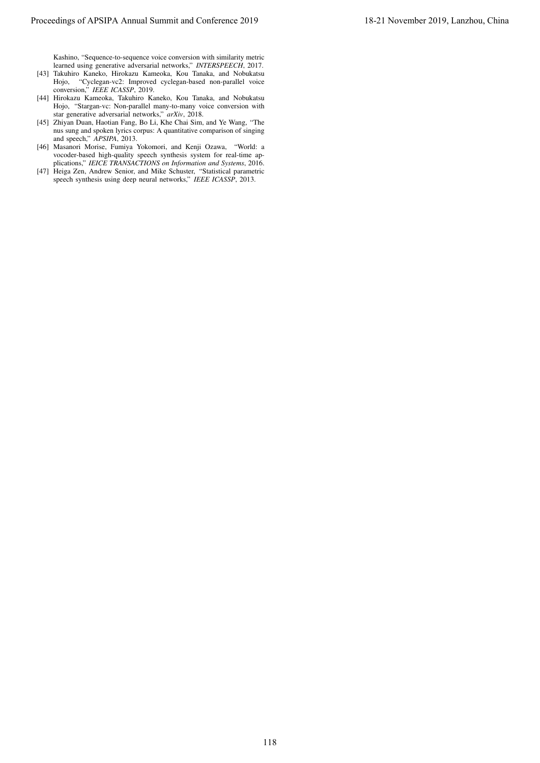Kashino, "Sequence-to-sequence voice conversion with similarity metric learned using generative adversarial networks," *INTERSPEECH*, 2017.

[43] Takuhiro Kaneko, Hirokazu Kameoka, Kou Tanaka, and Nobukatsu Hojo, "Cyclegan-vc2: Improved cyclegan-based non-parallel voice conversion," *IEEE ICASSP*, 2019.

[44] Hirokazu Kameoka, Takuhiro Kaneko, Kou Tanaka, and Nobukatsu Hojo, "Stargan-vc: Non-parallel many-to-many voice conversion with star generative adversarial networks," *arXiv*, 2018.

[45] Zhiyan Duan, Haotian Fang, Bo Li, Khe Chai Sim, and Ye Wang, "The nus sung and spoken lyrics corpus: A quantitative comparison of singing and speech," *APSIPA*, 2013.

[46] Masanori Morise, Fumiya Yokomori, and Kenji Ozawa, "World: a vocoder-based high-quality speech synthesis system for real-time applications," *IEICE TRANSACTIONS on Information and Systems*, 2016.

[47] Heiga Zen, Andrew Senior, and Mike Schuster, "Statistical parametric speech synthesis using deep neural networks," *IEEE ICASSP*, 2013.